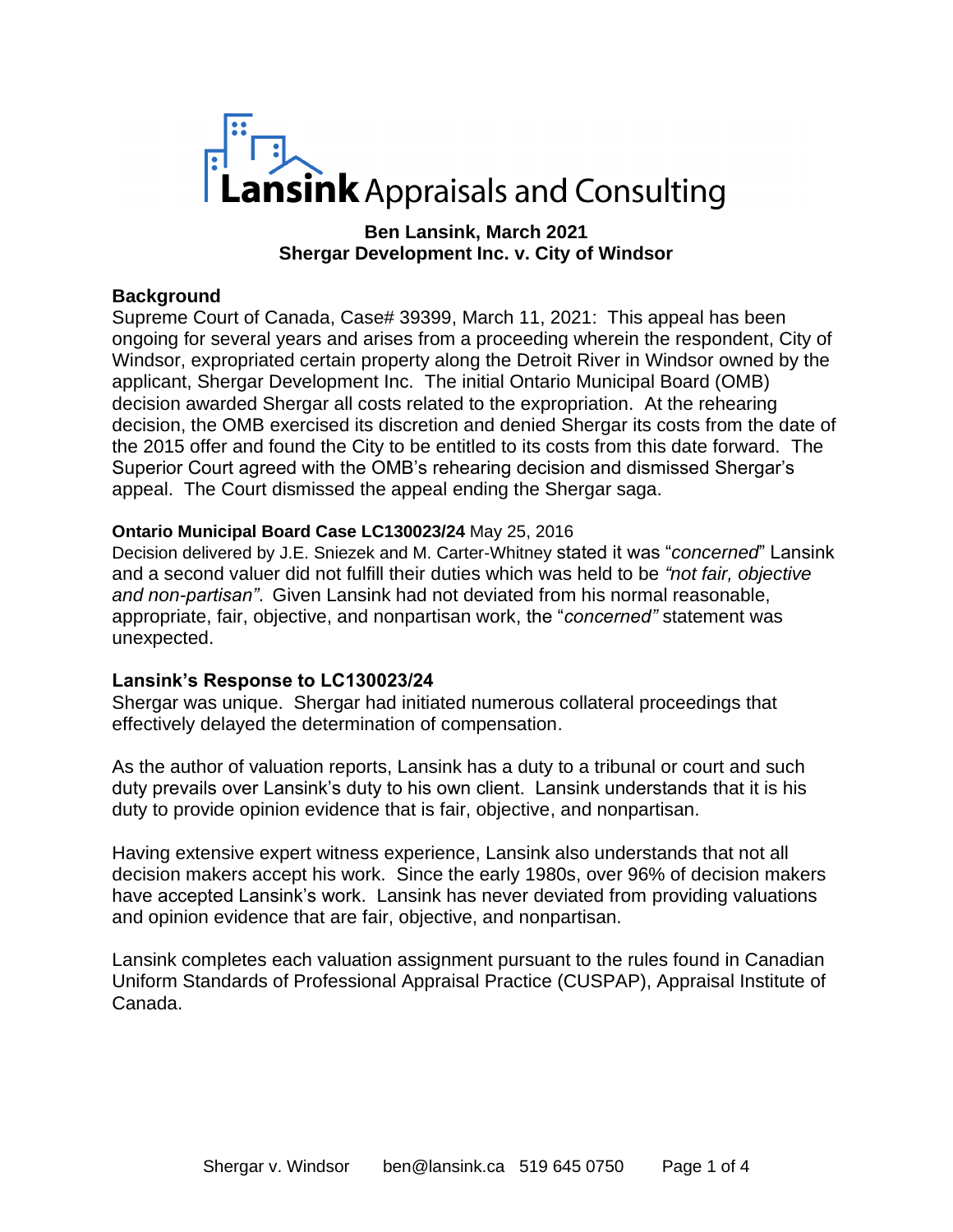# Lansink Appraisals and Consulting

**Ben Lansink, March 2021**
**Shergar Development Inc. v. City of Windsor**

## Background

Supreme Court of Canada, Case# 39399, March 11, 2021: This appeal has been ongoing for several years and arises from a proceeding wherein the respondent, City of Windsor, expropriated certain property along the Detroit River in Windsor owned by the applicant, Shergar Development Inc. The initial Ontario Municipal Board (OMB) decision awarded Shergar all costs related to the expropriation. At the rehearing decision, the OMB exercised its discretion and denied Shergar its costs from the date of the 2015 offer and found the City to be entitled to its costs from this date forward. The Superior Court agreed with the OMB's rehearing decision and dismissed Shergar's appeal. The Court dismissed the appeal ending the Shergar saga.

### Ontario Municipal Board Case LC130023/24 May 25, 2016

Decision delivered by J.E. Sniezek and M. Carter-Whitney stated it was "*concerned*" Lansink and a second valuer did not fulfill their duties which was held to be *"not fair, objective and non-partisan"*. Given Lansink had not deviated from his normal reasonable, appropriate, fair, objective, and nonpartisan work, the "*concerned"* statement was unexpected.

## Lansink's Response to LC130023/24

Shergar was unique. Shergar had initiated numerous collateral proceedings that effectively delayed the determination of compensation.

As the author of valuation reports, Lansink has a duty to a tribunal or court and such duty prevails over Lansink's duty to his own client. Lansink understands that it is his duty to provide opinion evidence that is fair, objective, and nonpartisan.

Having extensive expert witness experience, Lansink also understands that not all decision makers accept his work. Since the early 1980s, over 96% of decision makers have accepted Lansink's work. Lansink has never deviated from providing valuations and opinion evidence that are fair, objective, and nonpartisan.

Lansink completes each valuation assignment pursuant to the rules found in Canadian Uniform Standards of Professional Appraisal Practice (CUSPAP), Appraisal Institute of Canada.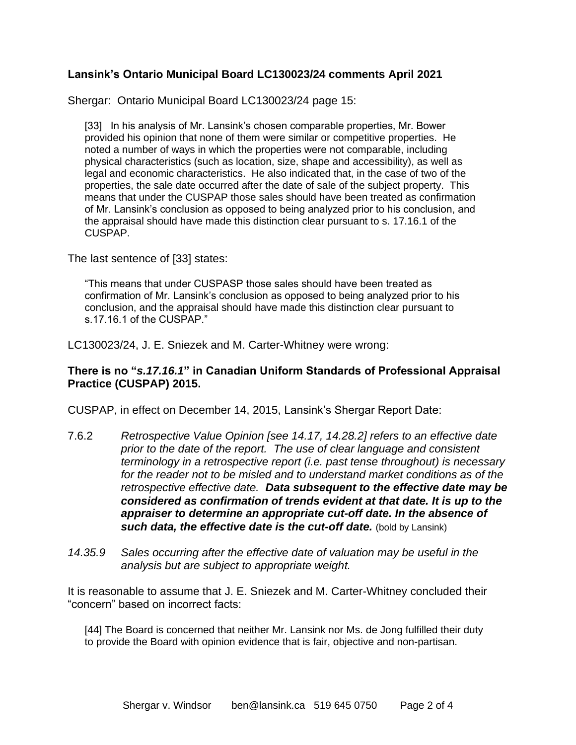### Lansink's Ontario Municipal Board LC130023/24 comments April 2021

Shergar: Ontario Municipal Board LC130023/24 page 15:

> [33] In his analysis of Mr. Lansink's chosen comparable properties, Mr. Bower provided his opinion that none of them were similar or competitive properties. He noted a number of ways in which the properties were not comparable, including physical characteristics (such as location, size, shape and accessibility), as well as legal and economic characteristics. He also indicated that, in the case of two of the properties, the sale date occurred after the date of sale of the subject property. This means that under the CUSPAP those sales should have been treated as confirmation of Mr. Lansink's conclusion as opposed to being analyzed prior to his conclusion, and the appraisal should have made this distinction clear pursuant to s. 17.16.1 of the CUSPAP.

The last sentence of [33] states:

> "This means that under CUSPASP those sales should have been treated as confirmation of Mr. Lansink's conclusion as opposed to being analyzed prior to his conclusion, and the appraisal should have made this distinction clear pursuant to s.17.16.1 of the CUSPAP."

LC130023/24, J. E. Sniezek and M. Carter-Whitney were wrong:

**There is no "*s.17.16.1*" in Canadian Uniform Standards of Professional Appraisal Practice (CUSPAP) 2015.**

CUSPAP, in effect on December 14, 2015, Lansink's Shergar Report Date:

7.6.2 *Retrospective Value Opinion [see 14.17, 14.28.2] refers to an effective date prior to the date of the report. The use of clear language and consistent terminology in a retrospective report (i.e. past tense throughout) is necessary for the reader not to be misled and to understand market conditions as of the retrospective effective date.* ***Data subsequent to the effective date may be considered as confirmation of trends evident at that date. It is up to the appraiser to determine an appropriate cut-off date. In the absence of such data, the effective date is the cut-off date.*** (bold by Lansink)

*14.35.9 Sales occurring after the effective date of valuation may be useful in the analysis but are subject to appropriate weight.*

It is reasonable to assume that J. E. Sniezek and M. Carter-Whitney concluded their "concern" based on incorrect facts:

> [44] The Board is concerned that neither Mr. Lansink nor Ms. de Jong fulfilled their duty to provide the Board with opinion evidence that is fair, objective and non-partisan.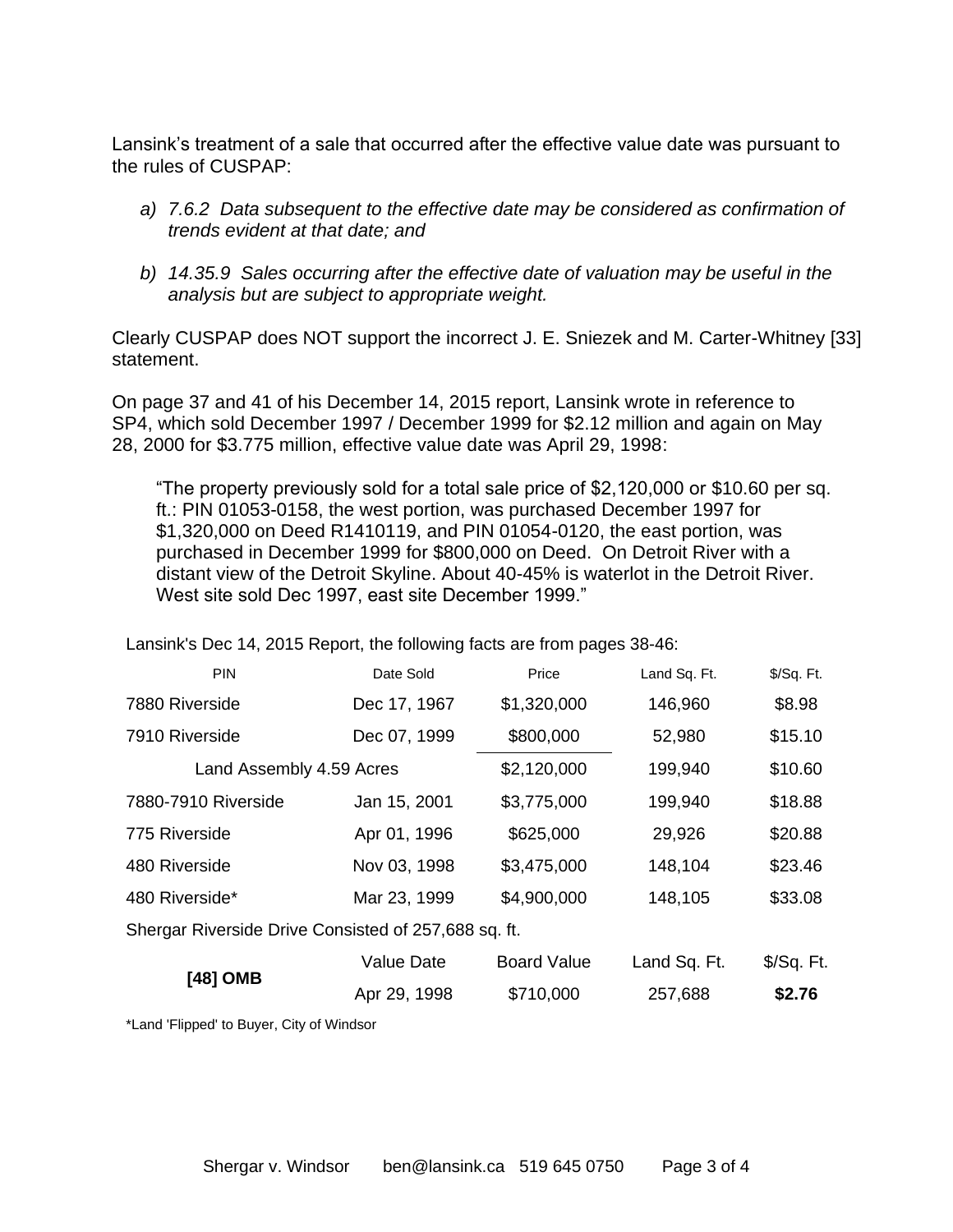Lansink's treatment of a sale that occurred after the effective value date was pursuant to the rules of CUSPAP:

a) *7.6.2 Data subsequent to the effective date may be considered as confirmation of trends evident at that date; and*

b) *14.35.9 Sales occurring after the effective date of valuation may be useful in the analysis but are subject to appropriate weight.*

Clearly CUSPAP does NOT support the incorrect J. E. Sniezek and M. Carter-Whitney [33] statement.

On page 37 and 41 of his December 14, 2015 report, Lansink wrote in reference to SP4, which sold December 1997 / December 1999 for $2.12 million and again on May 28, 2000 for $3.775 million, effective value date was April 29, 1998:

> "The property previously sold for a total sale price of $2,120,000 or $10.60 per sq. ft.: PIN 01053-0158, the west portion, was purchased December 1997 for $1,320,000 on Deed R1410119, and PIN 01054-0120, the east portion, was purchased in December 1999 for $800,000 on Deed. On Detroit River with a distant view of the Detroit Skyline. About 40-45% is waterlot in the Detroit River. West site sold Dec 1997, east site December 1999."

Lansink's Dec 14, 2015 Report, the following facts are from pages 38-46:

| PIN | Date Sold | Price | Land Sq. Ft. | $/Sq. Ft. |
|---|---|---|---|---|
| 7880 Riverside | Dec 17, 1967 | $1,320,000 | 146,960 | $8.98 |
| 7910 Riverside | Dec 07, 1999 | $800,000 | 52,980 | $15.10 |
| Land Assembly 4.59 Acres | | $2,120,000 | 199,940 | $10.60 |
| 7880-7910 Riverside | Jan 15, 2001 | $3,775,000 | 199,940 | $18.88 |
| 775 Riverside | Apr 01, 1996 | $625,000 | 29,926 | $20.88 |
| 480 Riverside | Nov 03, 1998 | $3,475,000 | 148,104 | $23.46 |
| 480 Riverside* | Mar 23, 1999 | $4,900,000 | 148,105 | $33.08 |
| Shergar Riverside Drive Consisted of 257,688 sq. ft. | | | | |
| | Value Date | Board Value | Land Sq. Ft. | $/Sq. Ft. |
| **[48] OMB** | Apr 29, 1998 | $710,000 | 257,688 | **$2.76** |

*Land 'Flipped' to Buyer, City of Windsor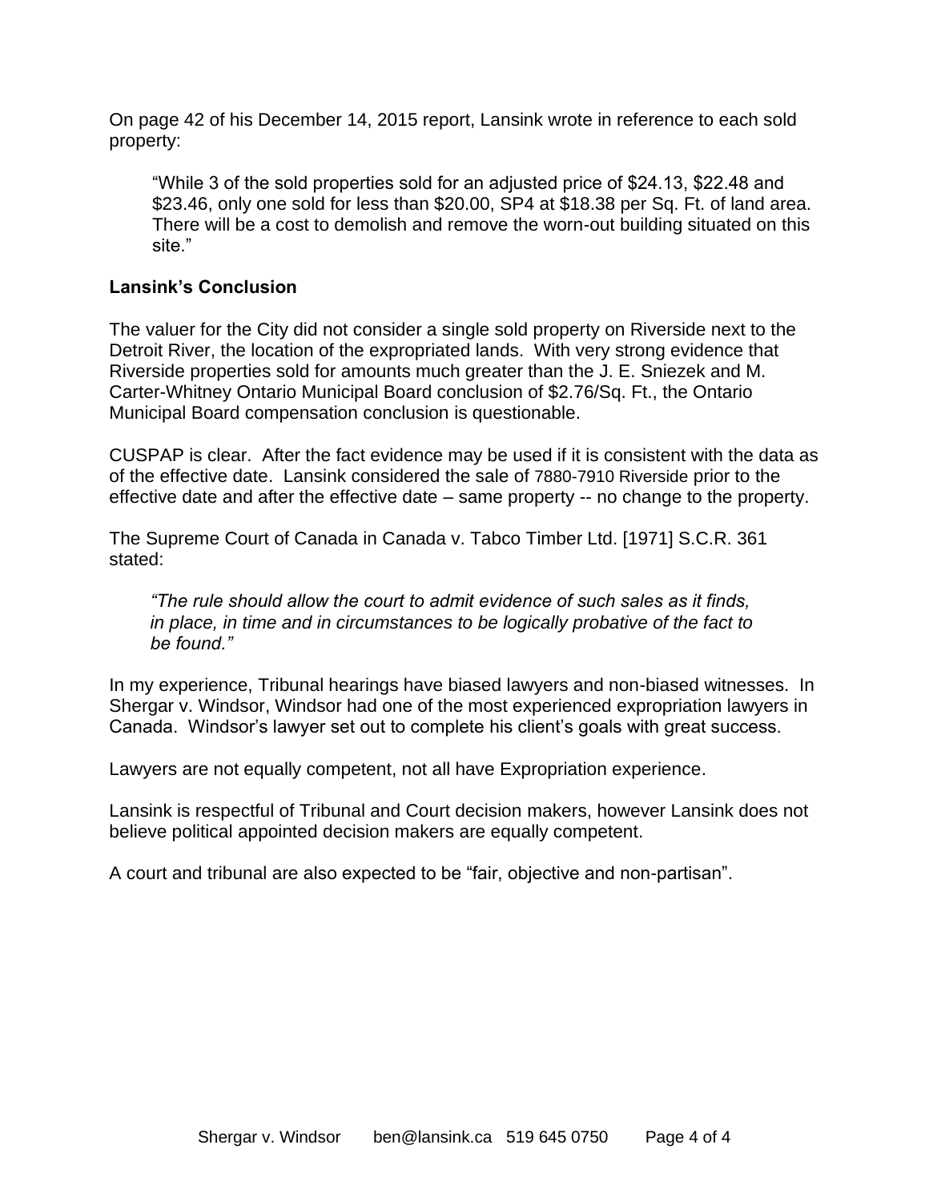On page 42 of his December 14, 2015 report, Lansink wrote in reference to each sold property:

> "While 3 of the sold properties sold for an adjusted price of $24.13, $22.48 and $23.46, only one sold for less than $20.00, SP4 at $18.38 per Sq. Ft. of land area. There will be a cost to demolish and remove the worn-out building situated on this site."

**Lansink's Conclusion**

The valuer for the City did not consider a single sold property on Riverside next to the Detroit River, the location of the expropriated lands. With very strong evidence that Riverside properties sold for amounts much greater than the J. E. Sniezek and M. Carter-Whitney Ontario Municipal Board conclusion of $2.76/Sq. Ft., the Ontario Municipal Board compensation conclusion is questionable.

CUSPAP is clear. After the fact evidence may be used if it is consistent with the data as of the effective date. Lansink considered the sale of 7880-7910 Riverside prior to the effective date and after the effective date – same property -- no change to the property.

The Supreme Court of Canada in Canada v. Tabco Timber Ltd. [1971] S.C.R. 361 stated:

> *"The rule should allow the court to admit evidence of such sales as it finds, in place, in time and in circumstances to be logically probative of the fact to be found."*

In my experience, Tribunal hearings have biased lawyers and non-biased witnesses. In Shergar v. Windsor, Windsor had one of the most experienced expropriation lawyers in Canada. Windsor's lawyer set out to complete his client's goals with great success.

Lawyers are not equally competent, not all have Expropriation experience.

Lansink is respectful of Tribunal and Court decision makers, however Lansink does not believe political appointed decision makers are equally competent.

A court and tribunal are also expected to be "fair, objective and non-partisan".